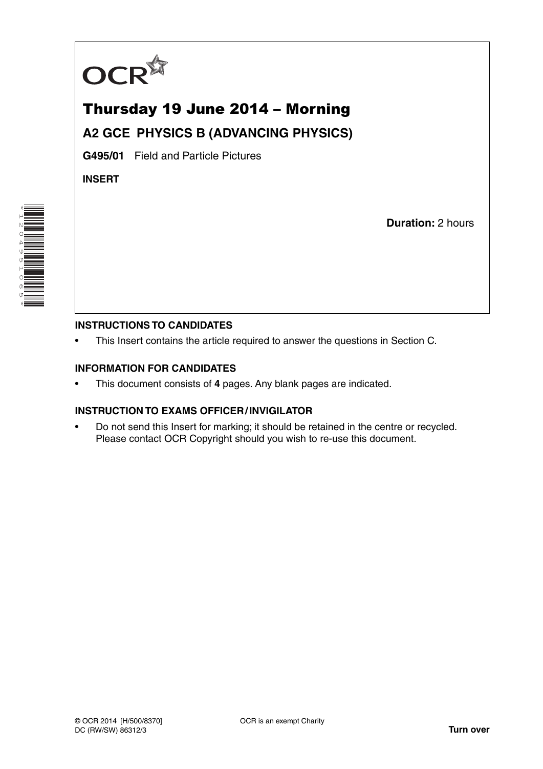OCR

# Thursday 19 June 2014 – Morning

## A2 GCE PHYSICS B (ADVANCING PHYSICS)

**G495/01** Field and Particle Pictures

**INSERT**

**Duration:** 2 hours

### INSTRUCTIONS TO CANDIDATES

- This Insert contains the article required to answer the questions in Section C.

### INFORMATION FOR CANDIDATES

- This document consists of **4** pages. Any blank pages are indicated.

### INSTRUCTION TO EXAMS OFFICER / INVIGILATOR

- Do not send this Insert for marking; it should be retained in the centre or recycled. Please contact OCR Copyright should you wish to re-use this document.

© OCR 2014 [H/500/8370]
DC (RW/SW) 86312/3

OCR is an exempt Charity

**Turn over**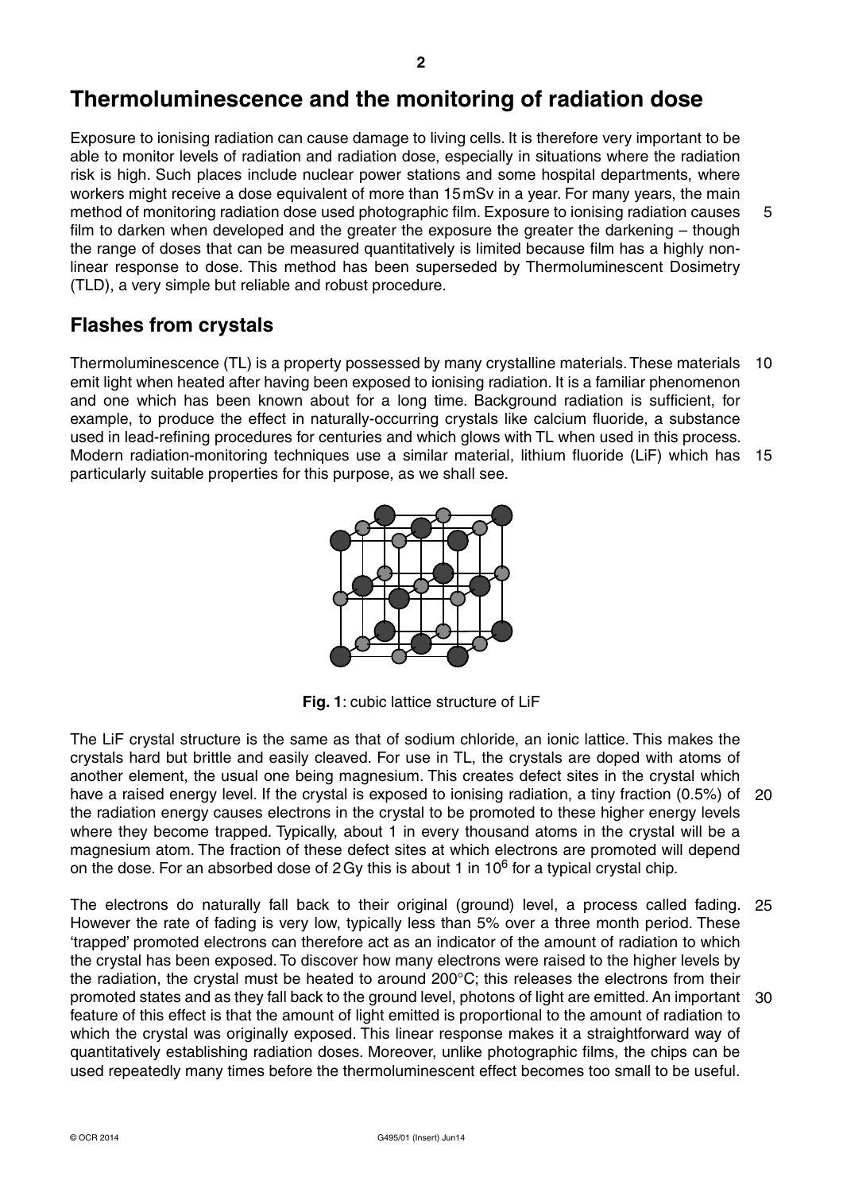# Thermoluminescence and the monitoring of radiation dose

Exposure to ionising radiation can cause damage to living cells. It is therefore very important to be able to monitor levels of radiation and radiation dose, especially in situations where the radiation risk is high. Such places include nuclear power stations and some hospital departments, where workers might receive a dose equivalent of more than 15 mSv in a year. For many years, the main method of monitoring radiation dose used photographic film. Exposure to ionising radiation causes film to darken when developed and the greater the exposure the greater the darkening – though the range of doses that can be measured quantitatively is limited because film has a highly non-linear response to dose. This method has been superseded by Thermoluminescent Dosimetry (TLD), a very simple but reliable and robust procedure.

## Flashes from crystals

Thermoluminescence (TL) is a property possessed by many crystalline materials. These materials emit light when heated after having been exposed to ionising radiation. It is a familiar phenomenon and one which has been known about for a long time. Background radiation is sufficient, for example, to produce the effect in naturally-occurring crystals like calcium fluoride, a substance used in lead-refining procedures for centuries and which glows with TL when used in this process. Modern radiation-monitoring techniques use a similar material, lithium fluoride (LiF) which has particularly suitable properties for this purpose, as we shall see.

**Fig. 1**: cubic lattice structure of LiF

The LiF crystal structure is the same as that of sodium chloride, an ionic lattice. This makes the crystals hard but brittle and easily cleaved. For use in TL, the crystals are doped with atoms of another element, the usual one being magnesium. This creates defect sites in the crystal which have a raised energy level. If the crystal is exposed to ionising radiation, a tiny fraction (0.5%) of the radiation energy causes electrons in the crystal to be promoted to these higher energy levels where they become trapped. Typically, about 1 in every thousand atoms in the crystal will be a magnesium atom. The fraction of these defect sites at which electrons are promoted will depend on the dose. For an absorbed dose of 2 Gy this is about 1 in $10^6$ for a typical crystal chip.

The electrons do naturally fall back to their original (ground) level, a process called fading. However the rate of fading is very low, typically less than 5% over a three month period. These 'trapped' promoted electrons can therefore act as an indicator of the amount of radiation to which the crystal has been exposed. To discover how many electrons were raised to the higher levels by the radiation, the crystal must be heated to around 200°C; this releases the electrons from their promoted states and as they fall back to the ground level, photons of light are emitted. An important feature of this effect is that the amount of light emitted is proportional to the amount of radiation to which the crystal was originally exposed. This linear response makes it a straightforward way of quantitatively establishing radiation doses. Moreover, unlike photographic films, the chips can be used repeatedly many times before the thermoluminescent effect becomes too small to be useful.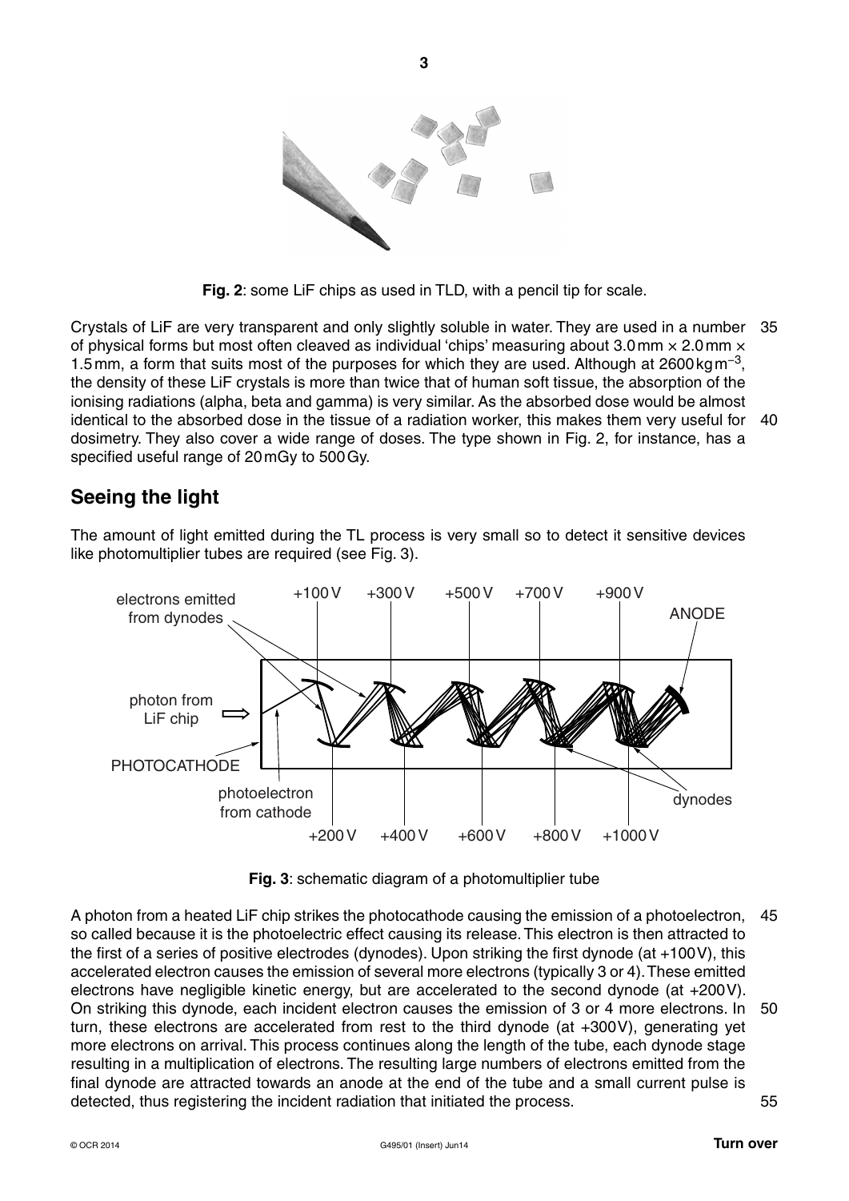**Fig. 2**: some LiF chips as used in TLD, with a pencil tip for scale.

Crystals of LiF are very transparent and only slightly soluble in water. They are used in a number of physical forms but most often cleaved as individual 'chips' measuring about 3.0 mm × 2.0 mm × 1.5 mm, a form that suits most of the purposes for which they are used. Although at 2600 kg m$^{-3}$, the density of these LiF crystals is more than twice that of human soft tissue, the absorption of the ionising radiations (alpha, beta and gamma) is very similar. As the absorbed dose would be almost identical to the absorbed dose in the tissue of a radiation worker, this makes them very useful for dosimetry. They also cover a wide range of doses. The type shown in Fig. 2, for instance, has a specified useful range of 20 mGy to 500 Gy.

## Seeing the light

The amount of light emitted during the TL process is very small so to detect it sensitive devices like photomultiplier tubes are required (see Fig. 3).

**Fig. 3**: schematic diagram of a photomultiplier tube

A photon from a heated LiF chip strikes the photocathode causing the emission of a photoelectron, so called because it is the photoelectric effect causing its release. This electron is then attracted to the first of a series of positive electrodes (dynodes). Upon striking the first dynode (at +100 V), this accelerated electron causes the emission of several more electrons (typically 3 or 4). These emitted electrons have negligible kinetic energy, but are accelerated to the second dynode (at +200 V). On striking this dynode, each incident electron causes the emission of 3 or 4 more electrons. In turn, these electrons are accelerated from rest to the third dynode (at +300 V), generating yet more electrons on arrival. This process continues along the length of the tube, each dynode stage resulting in a multiplication of electrons. The resulting large numbers of electrons emitted from the final dynode are attracted towards an anode at the end of the tube and a small current pulse is detected, thus registering the incident radiation that initiated the process.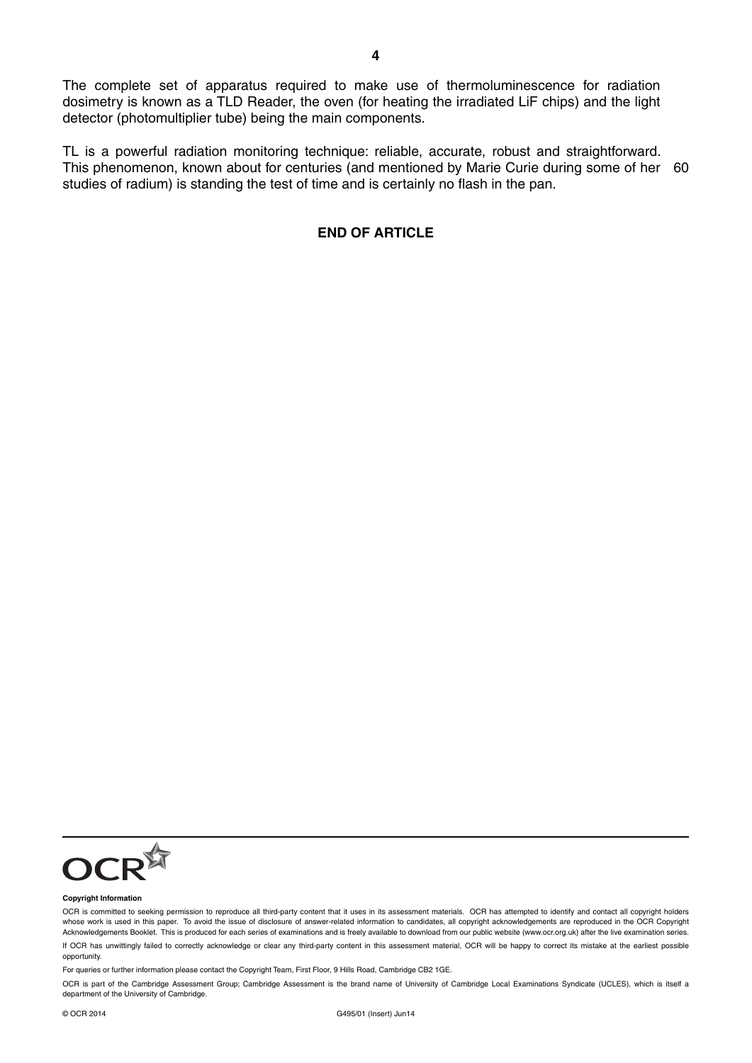The complete set of apparatus required to make use of thermoluminescence for radiation dosimetry is known as a TLD Reader, the oven (for heating the irradiated LiF chips) and the light detector (photomultiplier tube) being the main components.

TL is a powerful radiation monitoring technique: reliable, accurate, robust and straightforward. This phenomenon, known about for centuries (and mentioned by Marie Curie during some of her studies of radium) is standing the test of time and is certainly no flash in the pan.

**END OF ARTICLE**

**Copyright Information**

OCR is committed to seeking permission to reproduce all third-party content that it uses in its assessment materials. OCR has attempted to identify and contact all copyright holders whose work is used in this paper. To avoid the issue of disclosure of answer-related information to candidates, all copyright acknowledgements are reproduced in the OCR Copyright Acknowledgements Booklet. This is produced for each series of examinations and is freely available to download from our public website (www.ocr.org.uk) after the live examination series.

If OCR has unwittingly failed to correctly acknowledge or clear any third-party content in this assessment material, OCR will be happy to correct its mistake at the earliest possible opportunity.

For queries or further information please contact the Copyright Team, First Floor, 9 Hills Road, Cambridge CB2 1GE.

OCR is part of the Cambridge Assessment Group; Cambridge Assessment is the brand name of University of Cambridge Local Examinations Syndicate (UCLES), which is itself a department of the University of Cambridge.

© OCR 2014 G495/01 (Insert) Jun14